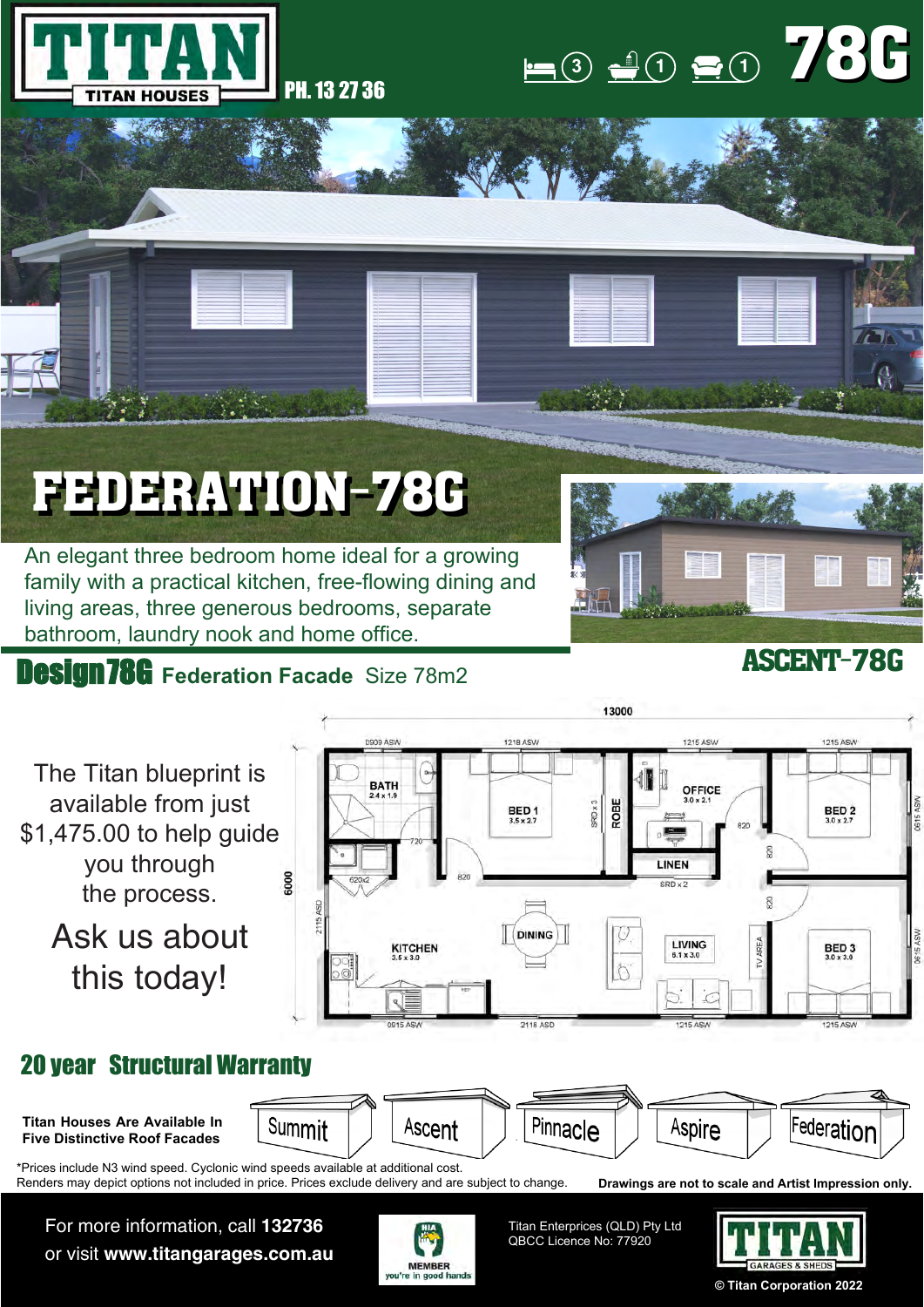# TITAN

TITAN HOUSES

PH. 13 27 36

3 1 1 **78G**

# FEDERATION-78G

An elegant three bedroom home ideal for a growing family with a practical kitchen, free-flowing dining and living areas, three generous bedrooms, separate bathroom, laundry nook and home office.

## ASCENT-78G

## Design 78G **Federation Facade** Size 78m2

The Titan blueprint is available from just $1,475.00 to help guide you through the process.

Ask us about this today!

13000

6000

BATH 2.4 x 1.9

BED 1 3.5 x 2.7

ROBE

OFFICE 3.0 x 2.1

LINEN

BED 2 3.0 x 2.7

KITCHEN 3.5 x 3.0

DINING

LIVING 5.1 x 3.0

TV AREA

BED 3 3.0 x 3.0

## 20 year Structural Warranty

**Titan Houses Are Available In Five Distinctive Roof Facades**

Summit | Ascent | Pinnacle | Aspire | Federation

*Prices include N3 wind speed. Cyclonic wind speeds available at additional cost.
Renders may depict options not included in price. Prices exclude delivery and are subject to change.

**Drawings are not to scale and Artist Impression only.**

For more information, call **132736**
or visit **www.titangarages.com.au**

HIA MEMBER you're in good hands

Titan Enterprises (QLD) Pty Ltd
QBCC Licence No: 77920

TITAN GARAGES & SHEDS

© Titan Corporation 2022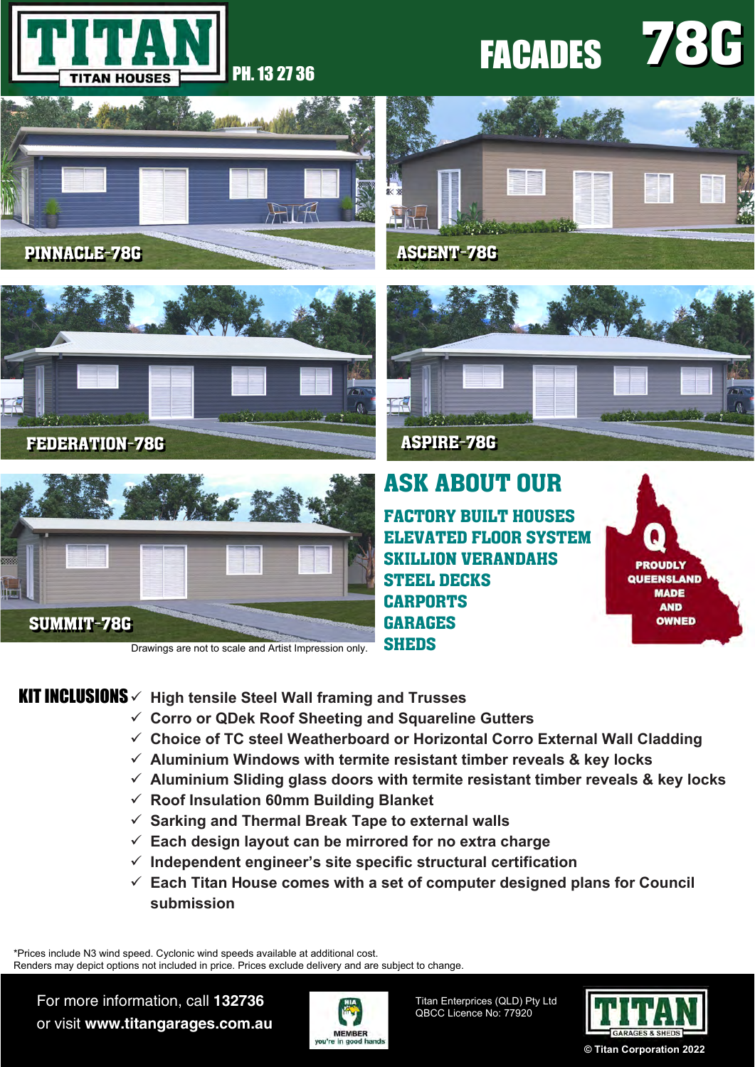# TITAN

TITAN HOUSES

PH. 13 27 36

# FACADES 78G

PINNACLE-78G

ASCENT-78G

FEDERATION-78G

ASPIRE-78G

SUMMIT-78G

Drawings are not to scale and Artist Impression only.

## ASK ABOUT OUR

**FACTORY BUILT HOUSES**
**ELEVATED FLOOR SYSTEM**
**SKILLION VERANDAHS**
**STEEL DECKS**
**CARPORTS**
**GARAGES**
**SHEDS**

Q PROUDLY QUEENSLAND MADE AND OWNED

## KIT INCLUSIONS

- ✓ High tensile Steel Wall framing and Trusses
- ✓ Corro or QDek Roof Sheeting and Squareline Gutters
- ✓ Choice of TC steel Weatherboard or Horizontal Corro External Wall Cladding
- ✓ Aluminium Windows with termite resistant timber reveals & key locks
- ✓ Aluminium Sliding glass doors with termite resistant timber reveals & key locks
- ✓ Roof Insulation 60mm Building Blanket
- ✓ Sarking and Thermal Break Tape to external walls
- ✓ Each design layout can be mirrored for no extra charge
- ✓ Independent engineer's site specific structural certification
- ✓ Each Titan House comes with a set of computer designed plans for Council submission

*Prices include N3 wind speed. Cyclonic wind speeds available at additional cost.
Renders may depict options not included in price. Prices exclude delivery and are subject to change.

For more information, call **132736**
or visit **www.titangarages.com.au**

HIA MEMBER you're in good hands

Titan Enterprices (QLD) Pty Ltd
QBCC Licence No: 77920

TITAN GARAGES & SHEDS

© Titan Corporation 2022